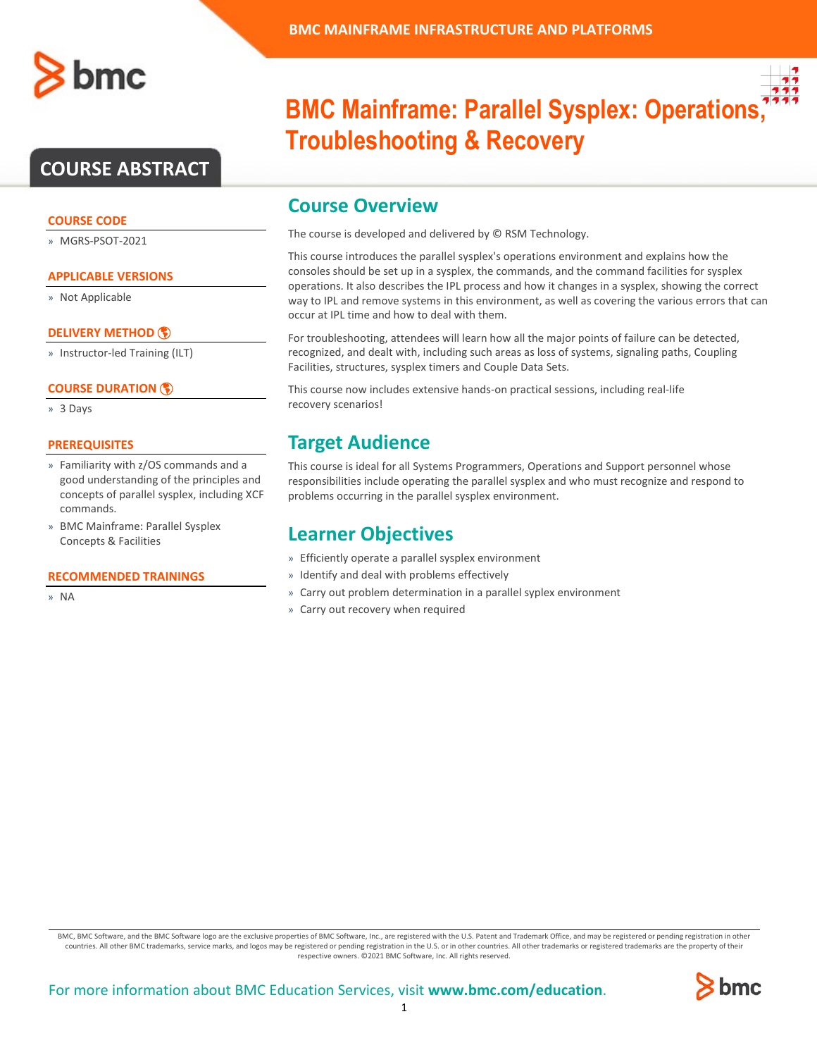BMC MAINFRAME INFRASTRUCTURE AND PLATFORMS

# BMC Mainframe: Parallel Sysplex: Operations, Troubleshooting & Recovery

## COURSE ABSTRACT

### COURSE CODE

» MGRS-PSOT-2021

### APPLICABLE VERSIONS

» Not Applicable

### DELIVERY METHOD

» Instructor-led Training (ILT)

### COURSE DURATION

» 3 Days

### PREREQUISITES

» Familiarity with z/OS commands and a good understanding of the principles and concepts of parallel sysplex, including XCF commands.

» BMC Mainframe: Parallel Sysplex Concepts & Facilities

### RECOMMENDED TRAININGS

» NA

## Course Overview

The course is developed and delivered by © RSM Technology.

This course introduces the parallel sysplex's operations environment and explains how the consoles should be set up in a sysplex, the commands, and the command facilities for sysplex operations. It also describes the IPL process and how it changes in a sysplex, showing the correct way to IPL and remove systems in this environment, as well as covering the various errors that can occur at IPL time and how to deal with them.

For troubleshooting, attendees will learn how all the major points of failure can be detected, recognized, and dealt with, including such areas as loss of systems, signaling paths, Coupling Facilities, structures, sysplex timers and Couple Data Sets.

This course now includes extensive hands-on practical sessions, including real-life recovery scenarios!

## Target Audience

This course is ideal for all Systems Programmers, Operations and Support personnel whose responsibilities include operating the parallel sysplex and who must recognize and respond to problems occurring in the parallel sysplex environment.

## Learner Objectives

» Efficiently operate a parallel sysplex environment

» Identify and deal with problems effectively

» Carry out problem determination in a parallel syplex environment

» Carry out recovery when required

BMC, BMC Software, and the BMC Software logo are the exclusive properties of BMC Software, Inc., are registered with the U.S. Patent and Trademark Office, and may be registered or pending registration in other countries. All other BMC trademarks, service marks, and logos may be registered or pending registration in the U.S. or in other countries. All other trademarks or registered trademarks are the property of their respective owners. ©2021 BMC Software, Inc. All rights reserved.

For more information about BMC Education Services, visit **www.bmc.com/education**.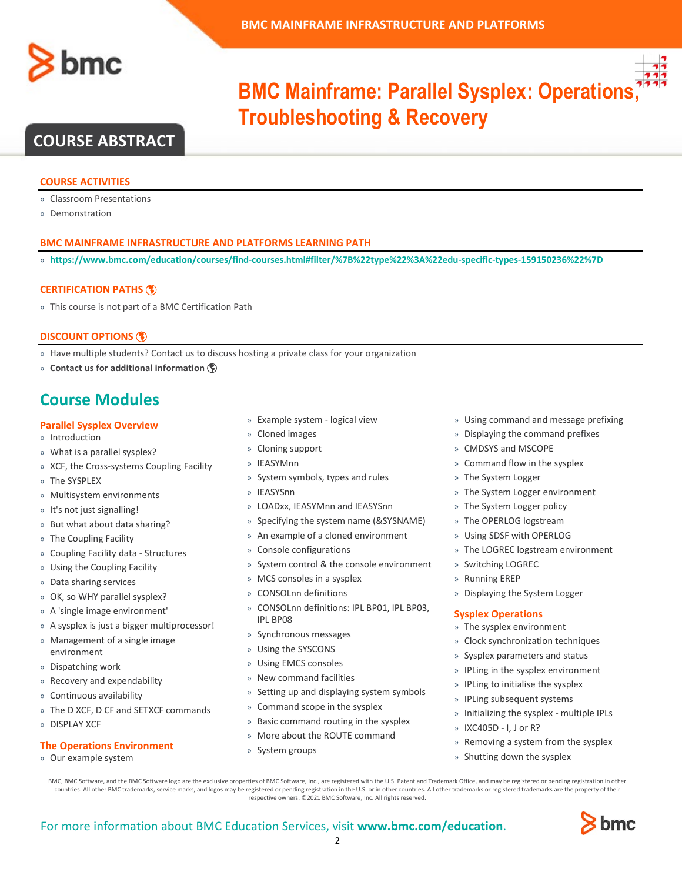# BMC Mainframe: Parallel Sysplex: Operations, Troubleshooting & Recovery

## COURSE ABSTRACT

### COURSE ACTIVITIES

- Classroom Presentations
- Demonstration

### BMC MAINFRAME INFRASTRUCTURE AND PLATFORMS LEARNING PATH

- **https://www.bmc.com/education/courses/find-courses.html#filter/%7B%22type%22%3A%22edu-specific-types-159150236%22%7D**

### CERTIFICATION PATHS

- This course is not part of a BMC Certification Path

### DISCOUNT OPTIONS

- Have multiple students? Contact us to discuss hosting a private class for your organization
- **Contact us for additional information**

## Course Modules

### Parallel Sysplex Overview

- Introduction
- What is a parallel sysplex?
- XCF, the Cross-systems Coupling Facility
- The SYSPLEX
- Multisystem environments
- It's not just signalling!
- But what about data sharing?
- The Coupling Facility
- Coupling Facility data - Structures
- Using the Coupling Facility
- Data sharing services
- OK, so WHY parallel sysplex?
- A 'single image environment'
- A sysplex is just a bigger multiprocessor!
- Management of a single image environment
- Dispatching work
- Recovery and expendability
- Continuous availability
- The D XCF, D CF and SETXCF commands
- DISPLAY XCF

### The Operations Environment

- Our example system
- Example system - logical view
- Cloned images
- Cloning support
- IEASYMnn
- System symbols, types and rules
- IEASYSnn
- LOADxx, IEASYMnn and IEASYSnn
- Specifying the system name (&SYSNAME)
- An example of a cloned environment
- Console configurations
- System control & the console environment
- MCS consoles in a sysplex
- CONSOLnn definitions
- CONSOLnn definitions: IPL BP01, IPL BP03, IPL BP08
- Synchronous messages
- Using the SYSCONS
- Using EMCS consoles
- New command facilities
- Setting up and displaying system symbols
- Command scope in the sysplex
- Basic command routing in the sysplex
- More about the ROUTE command
- System groups
- Using command and message prefixing
- Displaying the command prefixes
- CMDSYS and MSCOPE
- Command flow in the sysplex
- The System Logger
- The System Logger environment
- The System Logger policy
- The OPERLOG logstream
- Using SDSF with OPERLOG
- The LOGREC logstream environment
- Switching LOGREC
- Running EREP
- Displaying the System Logger

### Sysplex Operations

- The sysplex environment
- Clock synchronization techniques
- Sysplex parameters and status
- IPLing in the sysplex environment
- IPLing to initialise the sysplex
- IPLing subsequent systems
- Initializing the sysplex - multiple IPLs
- IXC405D - I, J or R?
- Removing a system from the sysplex
- Shutting down the sysplex

BMC, BMC Software, and the BMC Software logo are the exclusive properties of BMC Software, Inc., are registered with the U.S. Patent and Trademark Office, and may be registered or pending registration in other countries. All other BMC trademarks, service marks, and logos may be registered or pending registration in the U.S. or in other countries. All other trademarks or registered trademarks are the property of their respective owners. ©2021 BMC Software, Inc. All rights reserved.

For more information about BMC Education Services, visit **www.bmc.com/education**.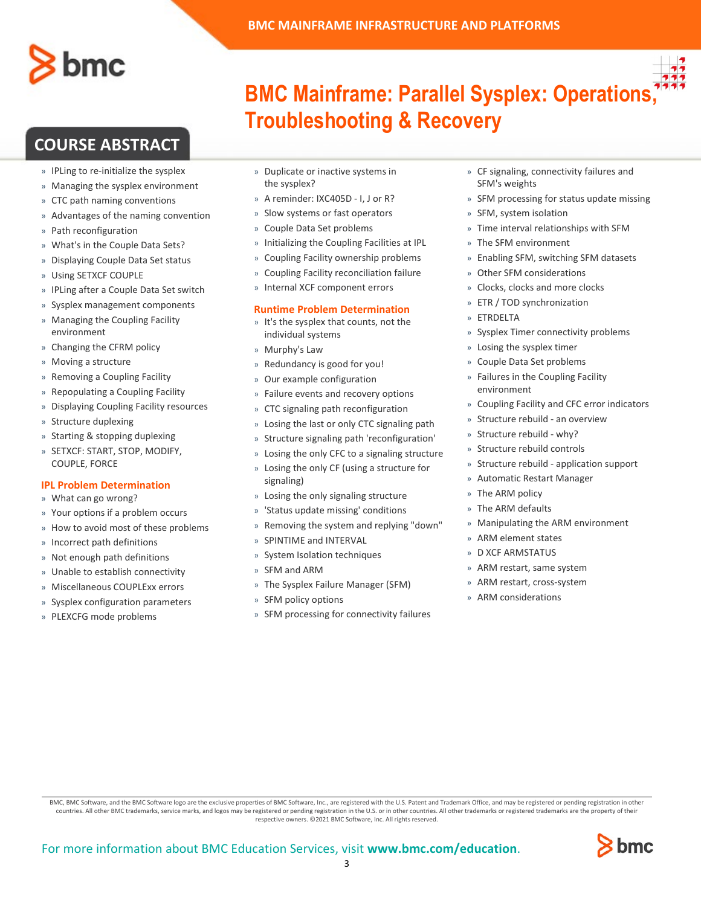# BMC Mainframe: Parallel Sysplex: Operations, Troubleshooting & Recovery

## COURSE ABSTRACT

- IPLing to re-initialize the sysplex
- Managing the sysplex environment
- CTC path naming conventions
- Advantages of the naming convention
- Path reconfiguration
- What's in the Couple Data Sets?
- Displaying Couple Data Set status
- Using SETXCF COUPLE
- IPLing after a Couple Data Set switch
- Sysplex management components
- Managing the Coupling Facility environment
- Changing the CFRM policy
- Moving a structure
- Removing a Coupling Facility
- Repopulating a Coupling Facility
- Displaying Coupling Facility resources
- Structure duplexing
- Starting & stopping duplexing
- SETXCF: START, STOP, MODIFY, COUPLE, FORCE

### IPL Problem Determination

- What can go wrong?
- Your options if a problem occurs
- How to avoid most of these problems
- Incorrect path definitions
- Not enough path definitions
- Unable to establish connectivity
- Miscellaneous COUPLExx errors
- Sysplex configuration parameters
- PLEXCFG mode problems
- Duplicate or inactive systems in the sysplex?
- A reminder: IXC405D - I, J or R?
- Slow systems or fast operators
- Couple Data Set problems
- Initializing the Coupling Facilities at IPL
- Coupling Facility ownership problems
- Coupling Facility reconciliation failure
- Internal XCF component errors

### Runtime Problem Determination

- It's the sysplex that counts, not the individual systems
- Murphy's Law
- Redundancy is good for you!
- Our example configuration
- Failure events and recovery options
- CTC signaling path reconfiguration
- Losing the last or only CTC signaling path
- Structure signaling path 'reconfiguration'
- Losing the only CFC to a signaling structure
- Losing the only CF (using a structure for signaling)
- Losing the only signaling structure
- 'Status update missing' conditions
- Removing the system and replying "down"
- SPINTIME and INTERVAL
- System Isolation techniques
- SFM and ARM
- The Sysplex Failure Manager (SFM)
- SFM policy options
- SFM processing for connectivity failures
- CF signaling, connectivity failures and SFM's weights
- SFM processing for status update missing
- SFM, system isolation
- Time interval relationships with SFM
- The SFM environment
- Enabling SFM, switching SFM datasets
- Other SFM considerations
- Clocks, clocks and more clocks
- ETR / TOD synchronization
- ETRDELTA
- Sysplex Timer connectivity problems
- Losing the sysplex timer
- Couple Data Set problems
- Failures in the Coupling Facility environment
- Coupling Facility and CFC error indicators
- Structure rebuild - an overview
- Structure rebuild - why?
- Structure rebuild controls
- Structure rebuild - application support
- Automatic Restart Manager
- The ARM policy
- The ARM defaults
- Manipulating the ARM environment
- ARM element states
- D XCF ARMSTATUS
- ARM restart, same system
- ARM restart, cross-system
- ARM considerations

BMC, BMC Software, and the BMC Software logo are the exclusive properties of BMC Software, Inc., are registered with the U.S. Patent and Trademark Office, and may be registered or pending registration in other countries. All other BMC trademarks, service marks, and logos may be registered or pending registration in the U.S. or in other countries. All other trademarks or registered trademarks are the property of their respective owners. ©2021 BMC Software, Inc. All rights reserved.

For more information about BMC Education Services, visit **www.bmc.com/education**.